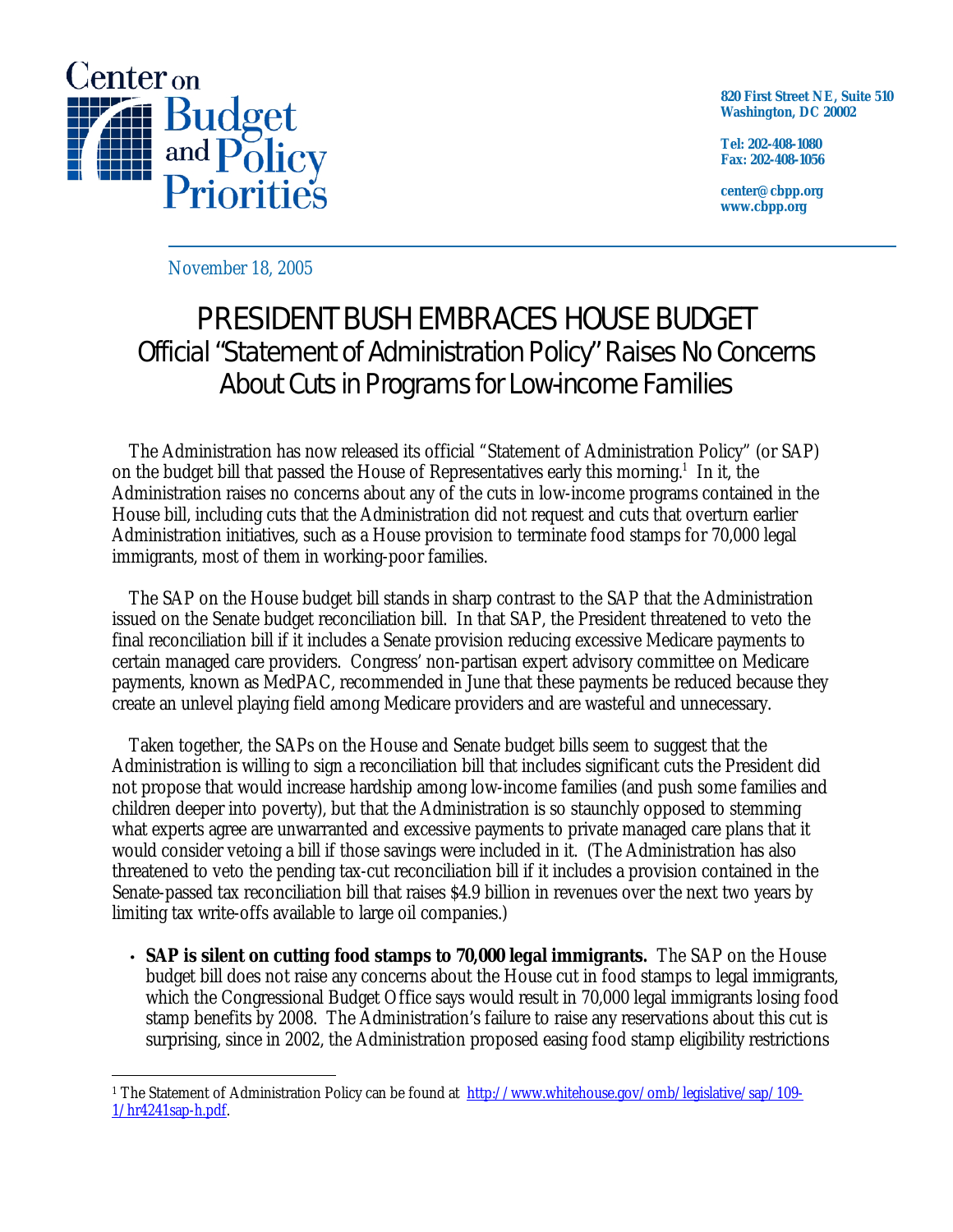Center on Budget and Policy Priorities

820 First Street NE, Suite 510
Washington, DC 20002

Tel: 202-408-1080
Fax: 202-408-1056

center@cbpp.org
www.cbpp.org

November 18, 2005

# PRESIDENT BUSH EMBRACES HOUSE BUDGET

## Official "Statement of Administration Policy" Raises No Concerns About Cuts in Programs for Low-income Families

The Administration has now released its official "Statement of Administration Policy" (or SAP) on the budget bill that passed the House of Representatives early this morning.[1] In it, the Administration raises no concerns about any of the cuts in low-income programs contained in the House bill, including cuts that the Administration did not request and cuts that overturn earlier Administration initiatives, such as a House provision to terminate food stamps for 70,000 legal immigrants, most of them in working-poor families.

The SAP on the House budget bill stands in sharp contrast to the SAP that the Administration issued on the Senate budget reconciliation bill. In that SAP, the President threatened to veto the final reconciliation bill if it includes a Senate provision reducing excessive Medicare payments to certain managed care providers. Congress' non-partisan expert advisory committee on Medicare payments, known as MedPAC, recommended in June that these payments be reduced because they create an unlevel playing field among Medicare providers and are wasteful and unnecessary.

Taken together, the SAPs on the House and Senate budget bills seem to suggest that the Administration is willing to sign a reconciliation bill that includes significant cuts the President did not propose that would increase hardship among low-income families (and push some families and children deeper into poverty), but that the Administration is so staunchly opposed to stemming what experts agree are unwarranted and excessive payments to private managed care plans that it would consider vetoing a bill if those savings were included in it. (The Administration has also threatened to veto the pending tax-cut reconciliation bill if it includes a provision contained in the Senate-passed tax reconciliation bill that raises $4.9 billion in revenues over the next two years by limiting tax write-offs available to large oil companies.)

- **SAP is silent on cutting food stamps to 70,000 legal immigrants.** The SAP on the House budget bill does not raise any concerns about the House cut in food stamps to legal immigrants, which the Congressional Budget Office says would result in 70,000 legal immigrants losing food stamp benefits by 2008. The Administration's failure to raise any reservations about this cut is surprising, since in 2002, the Administration proposed easing food stamp eligibility restrictions

---

[1] The Statement of Administration Policy can be found at http://www.whitehouse.gov/omb/legislative/sap/109-1/hr4241sap-h.pdf.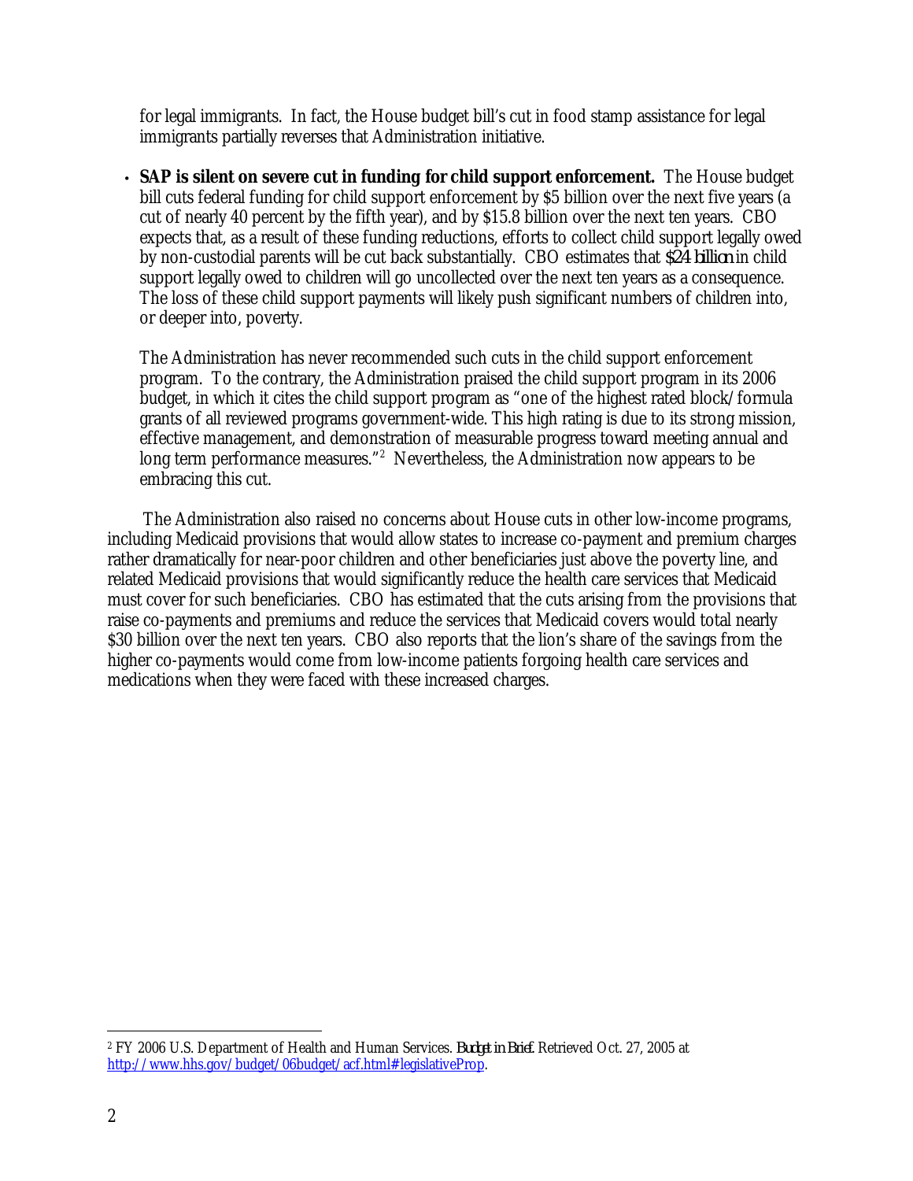for legal immigrants. In fact, the House budget bill's cut in food stamp assistance for legal immigrants partially reverses that Administration initiative.

- **SAP is silent on severe cut in funding for child support enforcement.** The House budget bill cuts federal funding for child support enforcement by $5 billion over the next five years (a cut of nearly 40 percent by the fifth year), and by $15.8 billion over the next ten years. CBO expects that, as a result of these funding reductions, efforts to collect child support legally owed by non-custodial parents will be cut back substantially. CBO estimates that *$24 billion* in child support legally owed to children will go uncollected over the next ten years as a consequence. The loss of these child support payments will likely push significant numbers of children into, or deeper into, poverty.

  The Administration has never recommended such cuts in the child support enforcement program. To the contrary, the Administration praised the child support program in its 2006 budget, in which it cites the child support program as "one of the highest rated block/formula grants of all reviewed programs government-wide. This high rating is due to its strong mission, effective management, and demonstration of measurable progress toward meeting annual and long term performance measures."[2] Nevertheless, the Administration now appears to be embracing this cut.

The Administration also raised no concerns about House cuts in other low-income programs, including Medicaid provisions that would allow states to increase co-payment and premium charges rather dramatically for near-poor children and other beneficiaries just above the poverty line, and related Medicaid provisions that would significantly reduce the health care services that Medicaid must cover for such beneficiaries. CBO has estimated that the cuts arising from the provisions that raise co-payments and premiums and reduce the services that Medicaid covers would total nearly $30 billion over the next ten years. CBO also reports that the lion's share of the savings from the higher co-payments would come from low-income patients forgoing health care services and medications when they were faced with these increased charges.

---

[2] FY 2006 U.S. Department of Health and Human Services. *Budget in Brief.* Retrieved Oct. 27, 2005 at http://www.hhs.gov/budget/06budget/acf.html#legislativeProp.